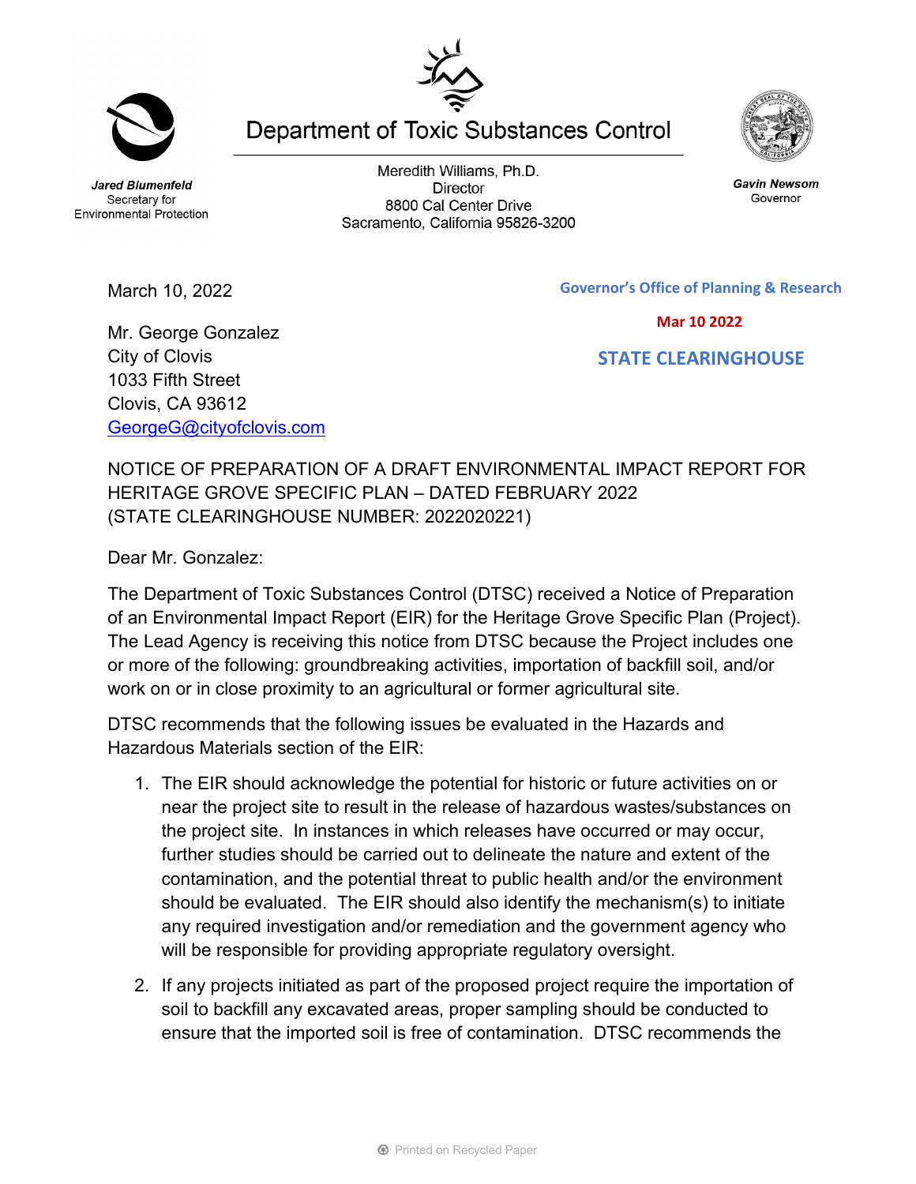# Department of Toxic Substances Control

*Jared Blumenfeld*
Secretary for
Environmental Protection

Meredith Williams, Ph.D.
Director
8800 Cal Center Drive
Sacramento, California 95826-3200

*Gavin Newsom*
Governor

March 10, 2022

**Governor's Office of Planning & Research**

**Mar 10 2022**

**STATE CLEARINGHOUSE**

Mr. George Gonzalez
City of Clovis
1033 Fifth Street
Clovis, CA 93612
GeorgeG@cityofclovis.com

NOTICE OF PREPARATION OF A DRAFT ENVIRONMENTAL IMPACT REPORT FOR HERITAGE GROVE SPECIFIC PLAN – DATED FEBRUARY 2022 (STATE CLEARINGHOUSE NUMBER: 2022020221)

Dear Mr. Gonzalez:

The Department of Toxic Substances Control (DTSC) received a Notice of Preparation of an Environmental Impact Report (EIR) for the Heritage Grove Specific Plan (Project). The Lead Agency is receiving this notice from DTSC because the Project includes one or more of the following: groundbreaking activities, importation of backfill soil, and/or work on or in close proximity to an agricultural or former agricultural site.

DTSC recommends that the following issues be evaluated in the Hazards and Hazardous Materials section of the EIR:

1. The EIR should acknowledge the potential for historic or future activities on or near the project site to result in the release of hazardous wastes/substances on the project site. In instances in which releases have occurred or may occur, further studies should be carried out to delineate the nature and extent of the contamination, and the potential threat to public health and/or the environment should be evaluated. The EIR should also identify the mechanism(s) to initiate any required investigation and/or remediation and the government agency who will be responsible for providing appropriate regulatory oversight.

2. If any projects initiated as part of the proposed project require the importation of soil to backfill any excavated areas, proper sampling should be conducted to ensure that the imported soil is free of contamination. DTSC recommends the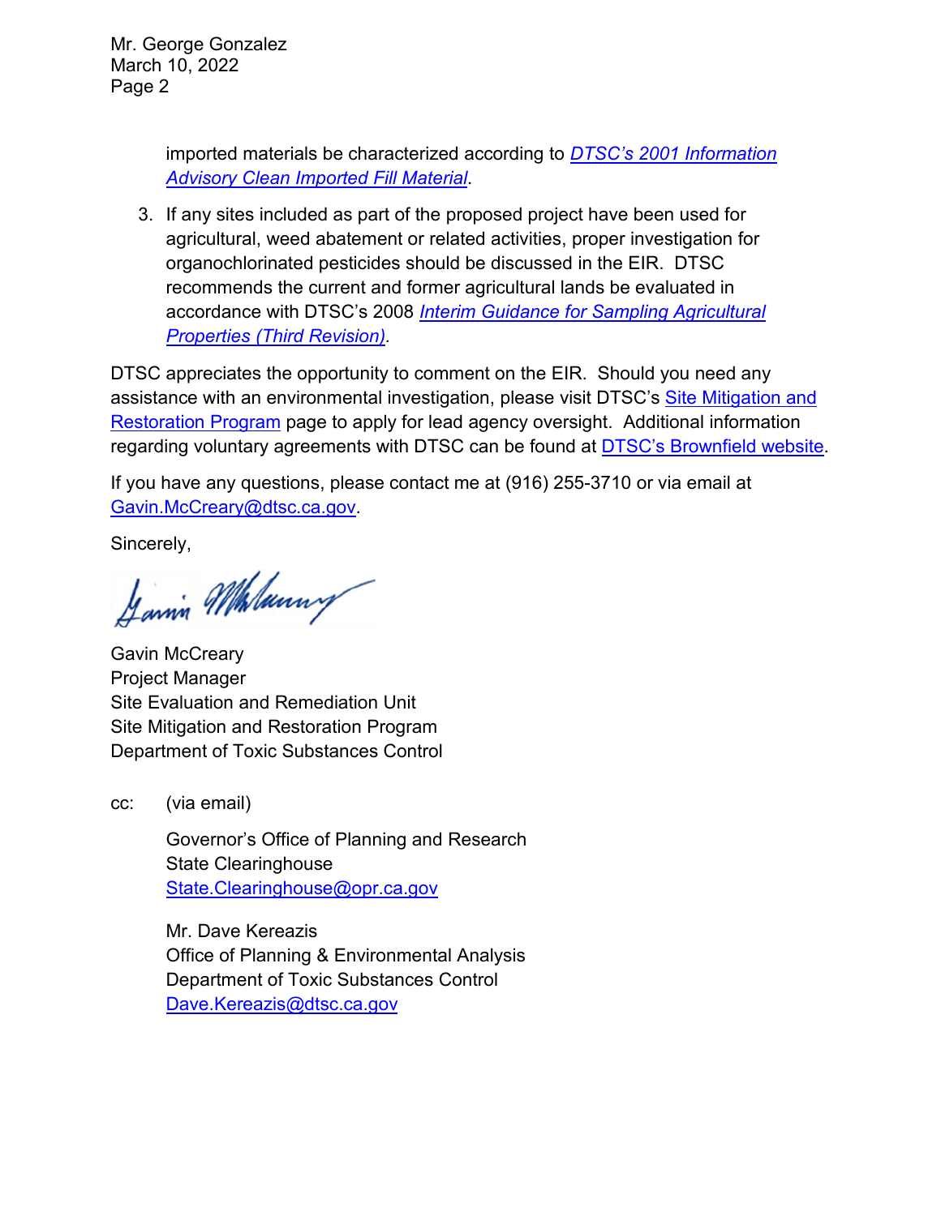imported materials be characterized according to *DTSC's 2001 Information Advisory Clean Imported Fill Material*.

3. If any sites included as part of the proposed project have been used for agricultural, weed abatement or related activities, proper investigation for organochlorinated pesticides should be discussed in the EIR. DTSC recommends the current and former agricultural lands be evaluated in accordance with DTSC's 2008 *Interim Guidance for Sampling Agricultural Properties (Third Revision)*.

DTSC appreciates the opportunity to comment on the EIR. Should you need any assistance with an environmental investigation, please visit DTSC's Site Mitigation and Restoration Program page to apply for lead agency oversight. Additional information regarding voluntary agreements with DTSC can be found at DTSC's Brownfield website.

If you have any questions, please contact me at (916) 255-3710 or via email at Gavin.McCreary@dtsc.ca.gov.

Sincerely,

Gavin McCreary
Project Manager
Site Evaluation and Remediation Unit
Site Mitigation and Restoration Program
Department of Toxic Substances Control

cc: (via email)

Governor's Office of Planning and Research
State Clearinghouse
State.Clearinghouse@opr.ca.gov

Mr. Dave Kereazis
Office of Planning & Environmental Analysis
Department of Toxic Substances Control
Dave.Kereazis@dtsc.ca.gov